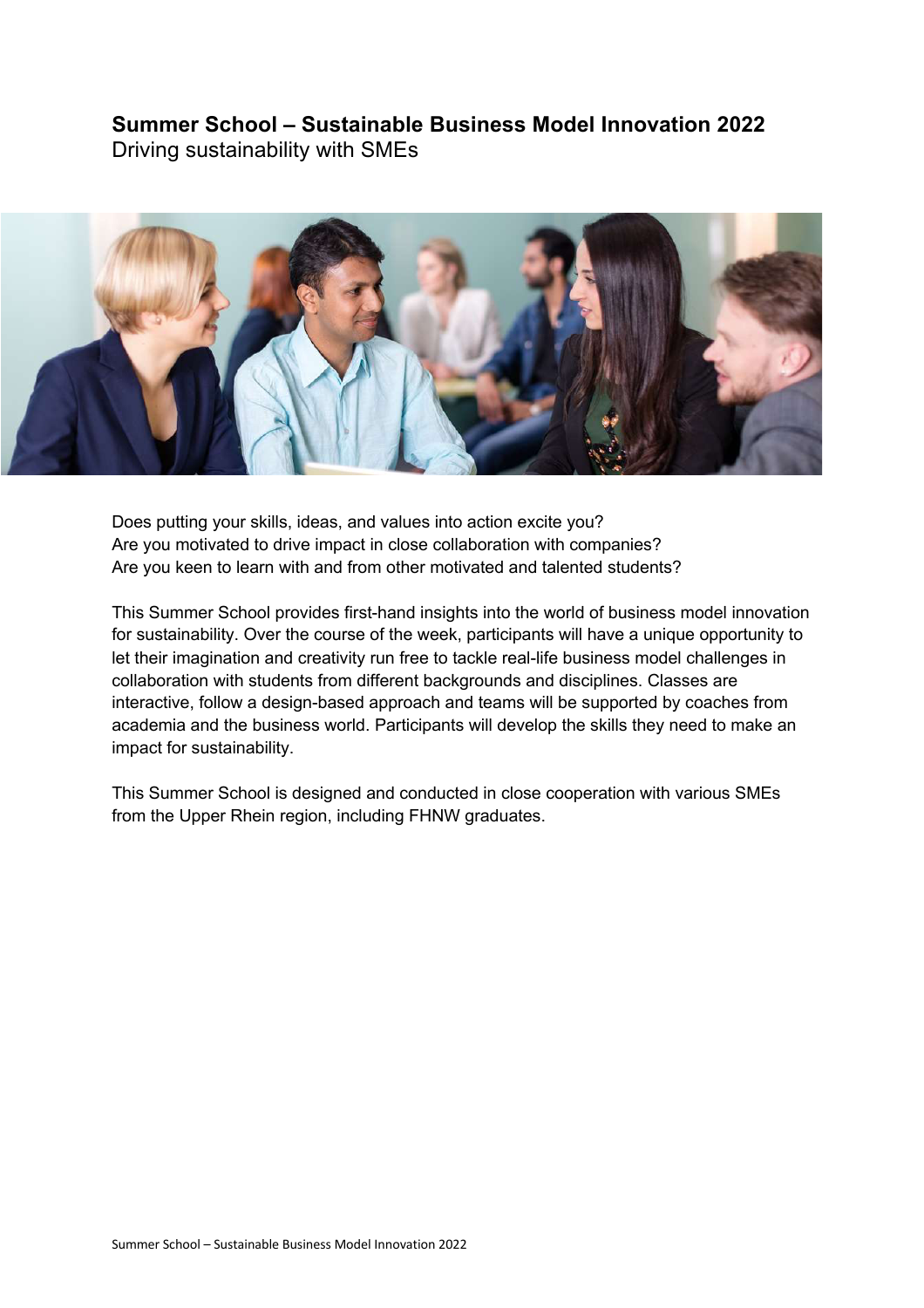# Summer School – Sustainable Business Model Innovation 2022

Driving sustainability with SMEs

Does putting your skills, ideas, and values into action excite you?
Are you motivated to drive impact in close collaboration with companies?
Are you keen to learn with and from other motivated and talented students?

This Summer School provides first-hand insights into the world of business model innovation for sustainability. Over the course of the week, participants will have a unique opportunity to let their imagination and creativity run free to tackle real-life business model challenges in collaboration with students from different backgrounds and disciplines. Classes are interactive, follow a design-based approach and teams will be supported by coaches from academia and the business world. Participants will develop the skills they need to make an impact for sustainability.

This Summer School is designed and conducted in close cooperation with various SMEs from the Upper Rhein region, including FHNW graduates.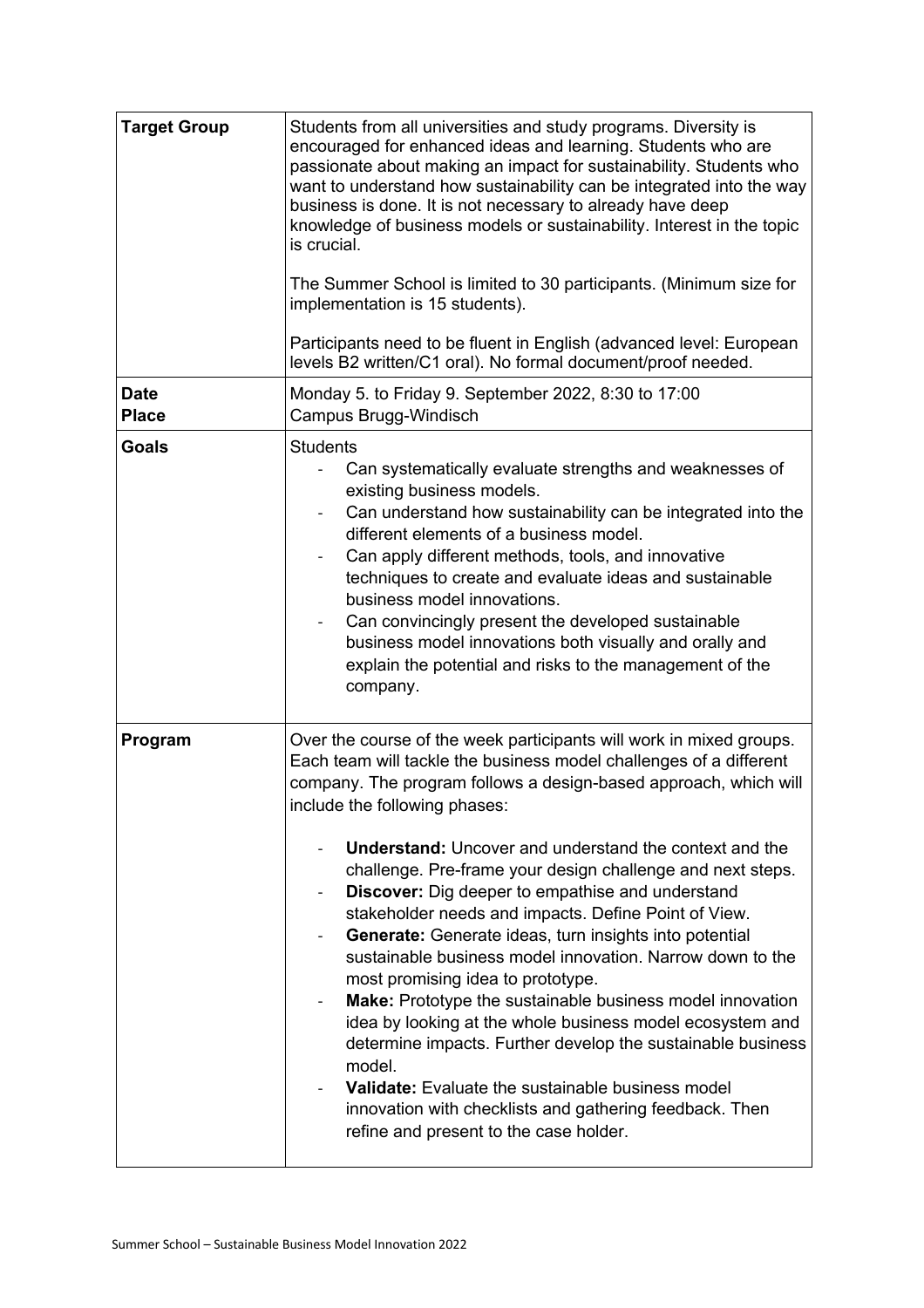| **Target Group** | Students from all universities and study programs. Diversity is encouraged for enhanced ideas and learning. Students who are passionate about making an impact for sustainability. Students who want to understand how sustainability can be integrated into the way business is done. It is not necessary to already have deep knowledge of business models or sustainability. Interest in the topic is crucial.<br><br>The Summer School is limited to 30 participants. (Minimum size for implementation is 15 students).<br><br>Participants need to be fluent in English (advanced level: European levels B2 written/C1 oral). No formal document/proof needed. |
|---|---|
| **Date**<br>**Place** | Monday 5. to Friday 9. September 2022, 8:30 to 17:00<br>Campus Brugg-Windisch |
| **Goals** | Students<br>- Can systematically evaluate strengths and weaknesses of existing business models.<br>- Can understand how sustainability can be integrated into the different elements of a business model.<br>- Can apply different methods, tools, and innovative techniques to create and evaluate ideas and sustainable business model innovations.<br>- Can convincingly present the developed sustainable business model innovations both visually and orally and explain the potential and risks to the management of the company. |
| **Program** | Over the course of the week participants will work in mixed groups. Each team will tackle the business model challenges of a different company. The program follows a design-based approach, which will include the following phases:<br><br>- **Understand:** Uncover and understand the context and the challenge. Pre-frame your design challenge and next steps.<br>- **Discover:** Dig deeper to empathise and understand stakeholder needs and impacts. Define Point of View.<br>- **Generate:** Generate ideas, turn insights into potential sustainable business model innovation. Narrow down to the most promising idea to prototype.<br>- **Make:** Prototype the sustainable business model innovation idea by looking at the whole business model ecosystem and determine impacts. Further develop the sustainable business model.<br>- **Validate:** Evaluate the sustainable business model innovation with checklists and gathering feedback. Then refine and present to the case holder. |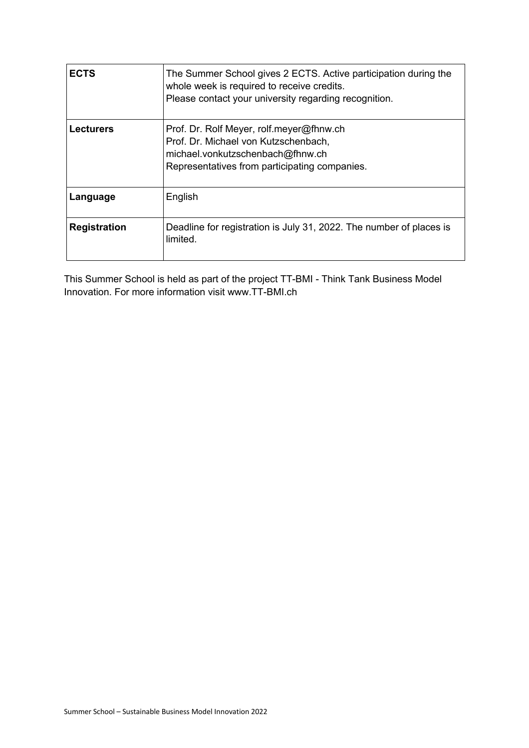| | |
|---|---|
| **ECTS** | The Summer School gives 2 ECTS. Active participation during the whole week is required to receive credits.<br>Please contact your university regarding recognition. |
| **Lecturers** | Prof. Dr. Rolf Meyer, rolf.meyer@fhnw.ch<br>Prof. Dr. Michael von Kutzschenbach, michael.vonkutzschenbach@fhnw.ch<br>Representatives from participating companies. |
| **Language** | English |
| **Registration** | Deadline for registration is July 31, 2022. The number of places is limited. |

This Summer School is held as part of the project TT-BMI - Think Tank Business Model Innovation. For more information visit www.TT-BMI.ch